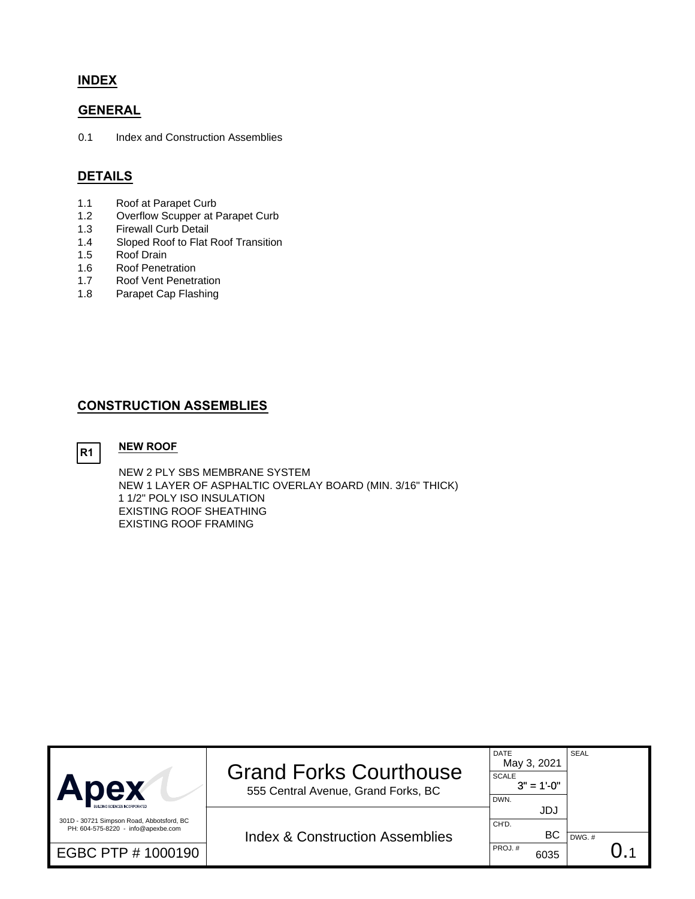## INDEX

### GENERAL

0.1 Index and Construction Assemblies

### DETAILS

1.1 Roof at Parapet Curb
1.2 Overflow Scupper at Parapet Curb
1.3 Firewall Curb Detail
1.4 Sloped Roof to Flat Roof Transition
1.5 Roof Drain
1.6 Roof Penetration
1.7 Roof Vent Penetration
1.8 Parapet Cap Flashing

### CONSTRUCTION ASSEMBLIES

**R1** **NEW ROOF**

NEW 2 PLY SBS MEMBRANE SYSTEM
NEW 1 LAYER OF ASPHALTIC OVERLAY BOARD (MIN. 3/16" THICK)
1 1/2" POLY ISO INSULATION
EXISTING ROOF SHEATHING
EXISTING ROOF FRAMING

| Apex Building Sciences Incorporated<br>301D - 30721 Simpson Road, Abbotsford, BC<br>PH: 604-575-8220 - info@apexbe.com | Grand Forks Courthouse<br>555 Central Avenue, Grand Forks, BC | DATE: May 3, 2021<br>SCALE: 3" = 1'-0"<br>DWN.: JDJ | SEAL |
|---|---|---|---|
| EGBC PTP # 1000190 | Index & Construction Assemblies | CH'D.: BC<br>PROJ. #: 6035 | DWG. #: 0.1 |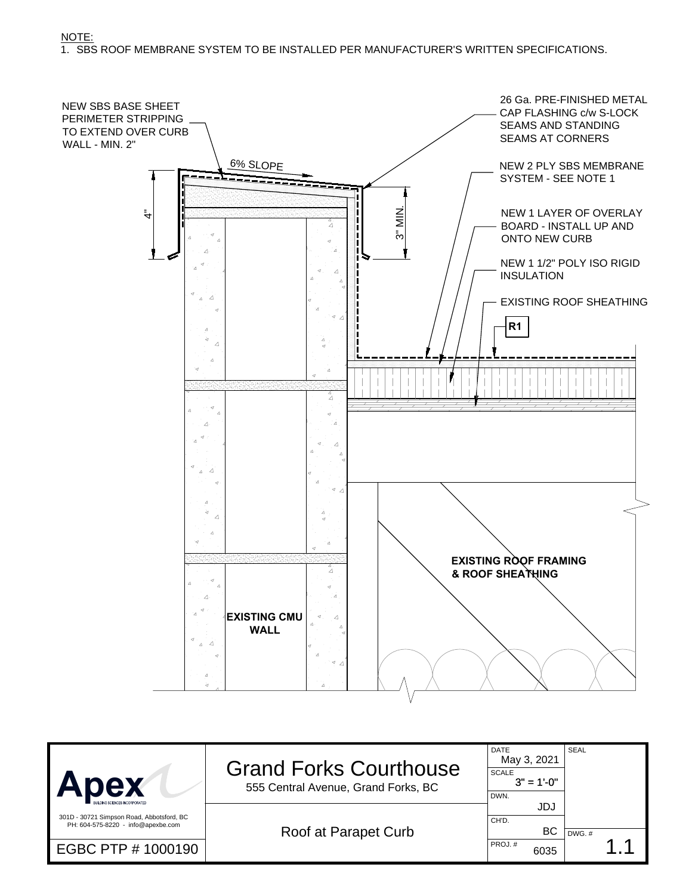NOTE:

1. SBS ROOF MEMBRANE SYSTEM TO BE INSTALLED PER MANUFACTURER'S WRITTEN SPECIFICATIONS.

NEW SBS BASE SHEET PERIMETER STRIPPING TO EXTEND OVER CURB WALL - MIN. 2"

6% SLOPE

4"

3" MIN.

26 Ga. PRE-FINISHED METAL CAP FLASHING c/w S-LOCK SEAMS AND STANDING SEAMS AT CORNERS

NEW 2 PLY SBS MEMBRANE SYSTEM - SEE NOTE 1

NEW 1 LAYER OF OVERLAY BOARD - INSTALL UP AND ONTO NEW CURB

NEW 1 1/2" POLY ISO RIGID INSULATION

EXISTING ROOF SHEATHING

**R1**

**EXISTING ROOF FRAMING & ROOF SHEATHING**

**EXISTING CMU WALL**

| | | | |
|---|---|---|---|
| Apex BUILDING SCIENCES INCORPORATED | Grand Forks Courthouse<br>555 Central Avenue, Grand Forks, BC | DATE: May 3, 2021<br>SCALE: 3" = 1'-0"<br>DWN.: JDJ | SEAL |
| 301D - 30721 Simpson Road, Abbotsford, BC<br>PH: 604-575-8220 - info@apexbe.com | Roof at Parapet Curb | CH'D.: BC<br>PROJ. #: 6035 | DWG. #: 1.1 |
| EGBC PTP # 1000190 | | | |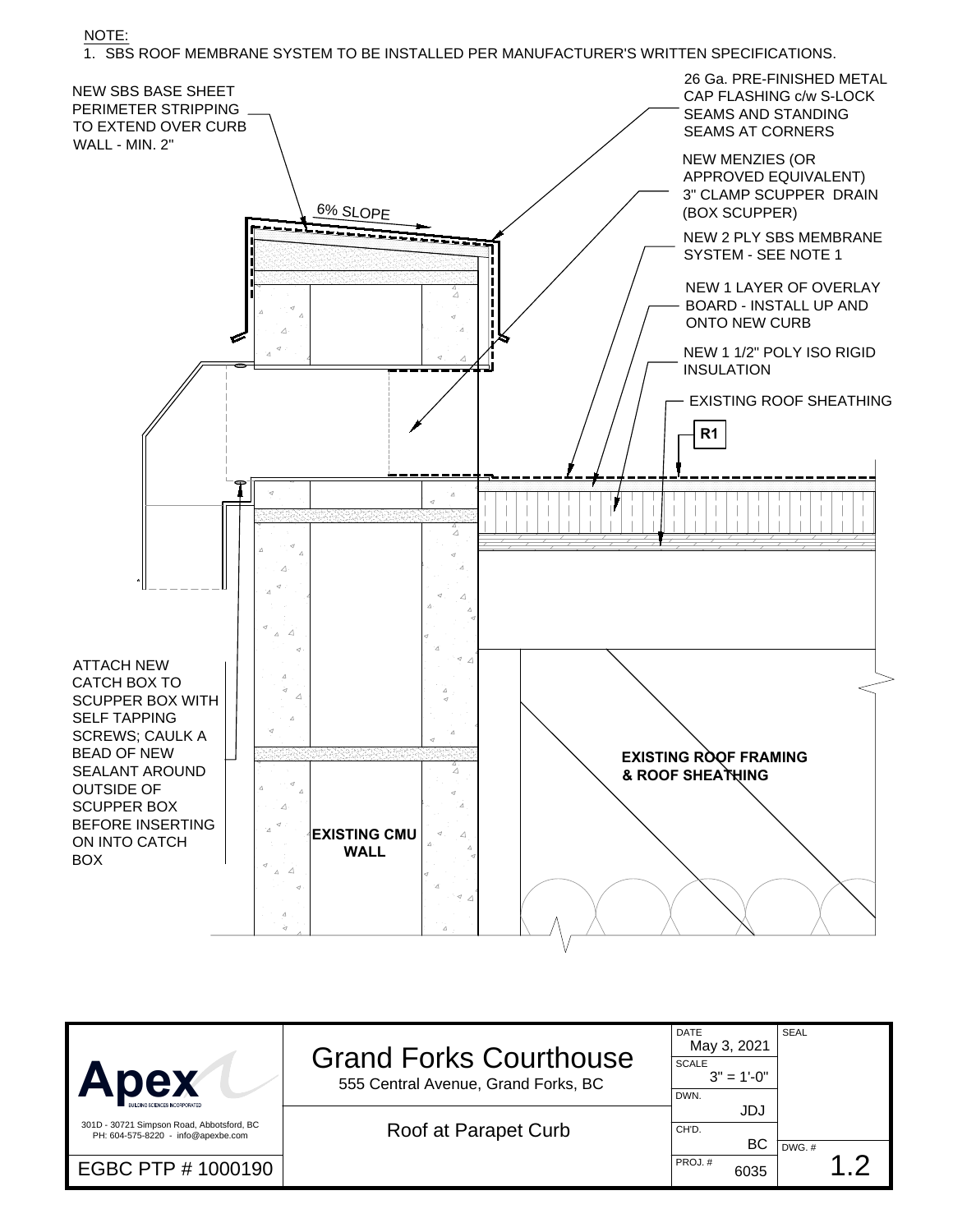NOTE:

1. SBS ROOF MEMBRANE SYSTEM TO BE INSTALLED PER MANUFACTURER'S WRITTEN SPECIFICATIONS.

NEW SBS BASE SHEET PERIMETER STRIPPING TO EXTEND OVER CURB WALL - MIN. 2"

6% SLOPE

26 Ga. PRE-FINISHED METAL CAP FLASHING c/w S-LOCK SEAMS AND STANDING SEAMS AT CORNERS

NEW MENZIES (OR APPROVED EQUIVALENT) 3" CLAMP SCUPPER DRAIN (BOX SCUPPER)

NEW 2 PLY SBS MEMBRANE SYSTEM - SEE NOTE 1

NEW 1 LAYER OF OVERLAY BOARD - INSTALL UP AND ONTO NEW CURB

NEW 1 1/2" POLY ISO RIGID INSULATION

EXISTING ROOF SHEATHING

R1

ATTACH NEW CATCH BOX TO SCUPPER BOX WITH SELF TAPPING SCREWS; CAULK A BEAD OF NEW SEALANT AROUND OUTSIDE OF SCUPPER BOX BEFORE INSERTING ON INTO CATCH BOX

**EXISTING ROOF FRAMING & ROOF SHEATHING**

**EXISTING CMU WALL**

| | | | |
|---|---|---|---|
| **Apex** BUILDING SCIENCES INCORPORATED<br>301D - 30721 Simpson Road, Abbotsford, BC<br>PH: 604-575-8220 - info@apexbe.com | Grand Forks Courthouse<br>555 Central Avenue, Grand Forks, BC | DATE May 3, 2021<br>SCALE 3" = 1'-0"<br>DWN. JDJ | SEAL |
| | Roof at Parapet Curb | CH'D. BC | |
| EGBC PTP # 1000190 | | PROJ. # 6035 | DWG. # 1.2 |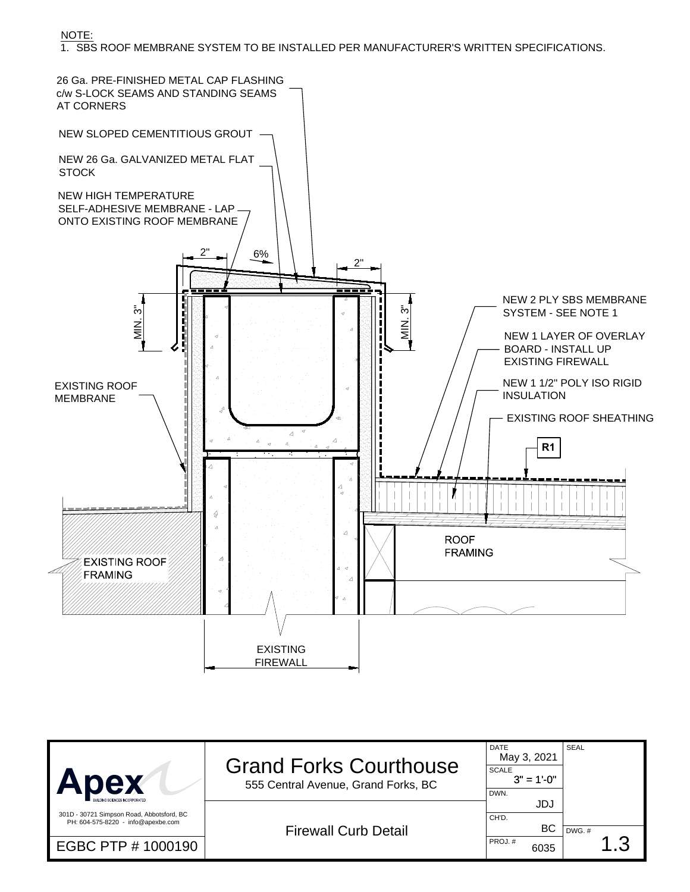NOTE:
1. SBS ROOF MEMBRANE SYSTEM TO BE INSTALLED PER MANUFACTURER'S WRITTEN SPECIFICATIONS.

26 Ga. PRE-FINISHED METAL CAP FLASHING c/w S-LOCK SEAMS AND STANDING SEAMS AT CORNERS

NEW SLOPED CEMENTITIOUS GROUT

NEW 26 Ga. GALVANIZED METAL FLAT STOCK

NEW HIGH TEMPERATURE SELF-ADHESIVE MEMBRANE - LAP ONTO EXISTING ROOF MEMBRANE

2" 6% 2"

MIN. 3" MIN. 3"

EXISTING ROOF MEMBRANE

NEW 2 PLY SBS MEMBRANE SYSTEM - SEE NOTE 1

NEW 1 LAYER OF OVERLAY BOARD - INSTALL UP EXISTING FIREWALL

NEW 1 1/2" POLY ISO RIGID INSULATION

EXISTING ROOF SHEATHING

R1

ROOF FRAMING

EXISTING ROOF FRAMING

EXISTING FIREWALL

| Apex Building Sciences Incorporated | Grand Forks Courthouse | DATE | SEAL |
|---|---|---|---|
| 301D - 30721 Simpson Road, Abbotsford, BC | 555 Central Avenue, Grand Forks, BC | May 3, 2021 | |
| PH: 604-575-8220 - info@apexbe.com | Firewall Curb Detail | SCALE 3" = 1'-0" | |
| EGBC PTP # 1000190 | | DWN. JDJ | |
| | | CH'D. BC | DWG. # 1.3 |
| | | PROJ. # 6035 | |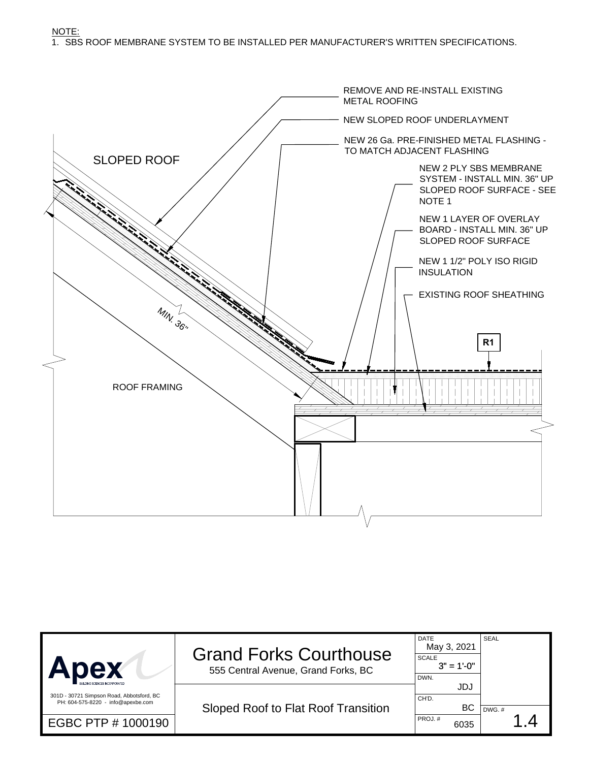NOTE:
1. SBS ROOF MEMBRANE SYSTEM TO BE INSTALLED PER MANUFACTURER'S WRITTEN SPECIFICATIONS.

SLOPED ROOF

REMOVE AND RE-INSTALL EXISTING METAL ROOFING

NEW SLOPED ROOF UNDERLAYMENT

NEW 26 Ga. PRE-FINISHED METAL FLASHING - TO MATCH ADJACENT FLASHING

NEW 2 PLY SBS MEMBRANE SYSTEM - INSTALL MIN. 36" UP SLOPED ROOF SURFACE - SEE NOTE 1

NEW 1 LAYER OF OVERLAY BOARD - INSTALL MIN. 36" UP SLOPED ROOF SURFACE

NEW 1 1/2" POLY ISO RIGID INSULATION

EXISTING ROOF SHEATHING

MIN. 36"

R1

ROOF FRAMING

| | | | |
|---|---|---|---|
| Apex Building Sciences Incorporated<br>301D - 30721 Simpson Road, Abbotsford, BC<br>PH: 604-575-8220 - info@apexbe.com | **Grand Forks Courthouse**<br>555 Central Avenue, Grand Forks, BC | DATE: May 3, 2021<br>SCALE: 3" = 1'-0"<br>DWN.: JDJ | SEAL |
| EGBC PTP # 1000190 | Sloped Roof to Flat Roof Transition | CH'D.: BC<br>PROJ. #: 6035 | DWG. #: 1.4 |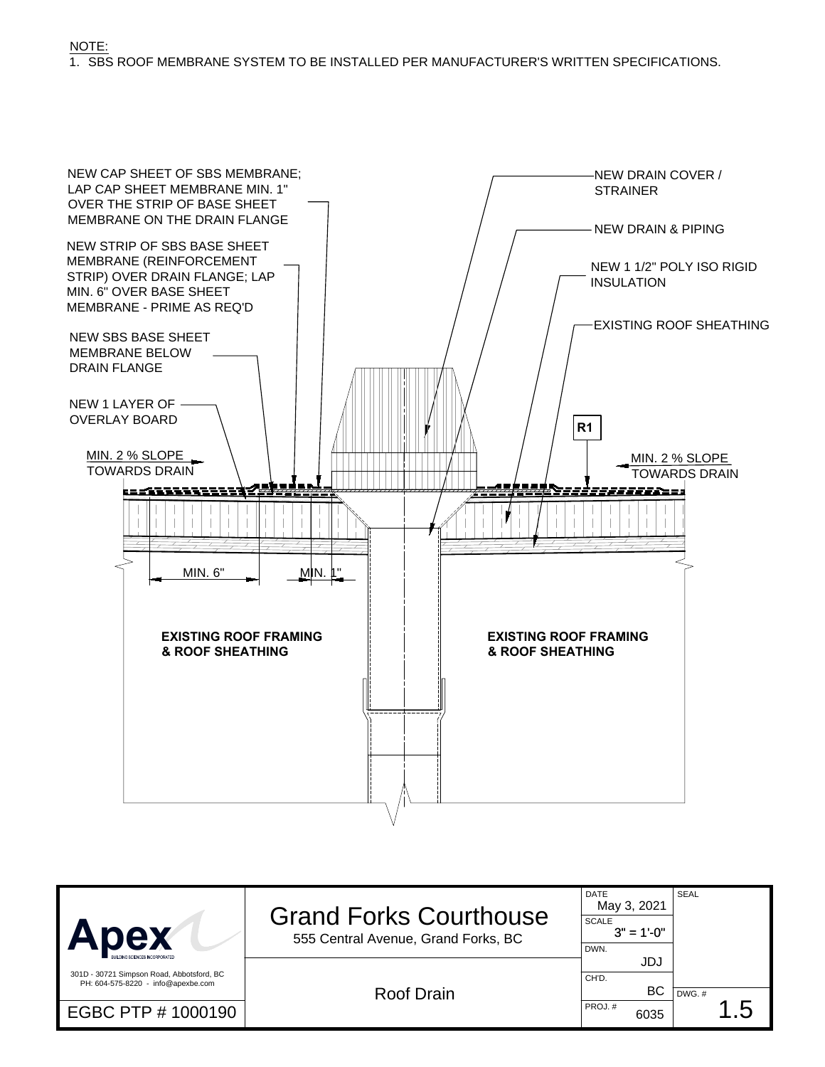NOTE:

1. SBS ROOF MEMBRANE SYSTEM TO BE INSTALLED PER MANUFACTURER'S WRITTEN SPECIFICATIONS.

NEW CAP SHEET OF SBS MEMBRANE; LAP CAP SHEET MEMBRANE MIN. 1" OVER THE STRIP OF BASE SHEET MEMBRANE ON THE DRAIN FLANGE

NEW STRIP OF SBS BASE SHEET MEMBRANE (REINFORCEMENT STRIP) OVER DRAIN FLANGE; LAP MIN. 6" OVER BASE SHEET MEMBRANE - PRIME AS REQ'D

NEW SBS BASE SHEET MEMBRANE BELOW DRAIN FLANGE

NEW 1 LAYER OF OVERLAY BOARD

MIN. 2 % SLOPE TOWARDS DRAIN

NEW DRAIN COVER / STRAINER

NEW DRAIN & PIPING

NEW 1 1/2" POLY ISO RIGID INSULATION

EXISTING ROOF SHEATHING

R1

MIN. 2 % SLOPE TOWARDS DRAIN

MIN. 6"

MIN. 1"

**EXISTING ROOF FRAMING & ROOF SHEATHING**

**EXISTING ROOF FRAMING & ROOF SHEATHING**

| Apex BUILDING SCIENCES INCORPORATED | Grand Forks Courthouse | DATE May 3, 2021 | SEAL |
|---|---|---|---|
| 301D - 30721 Simpson Road, Abbotsford, BC PH: 604-575-8220 - info@apexbe.com | 555 Central Avenue, Grand Forks, BC | SCALE 3" = 1'-0" | |
| | | DWN. JDJ | |
| | Roof Drain | CH'D. BC | DWG. # |
| EGBC PTP # 1000190 | | PROJ. # 6035 | 1.5 |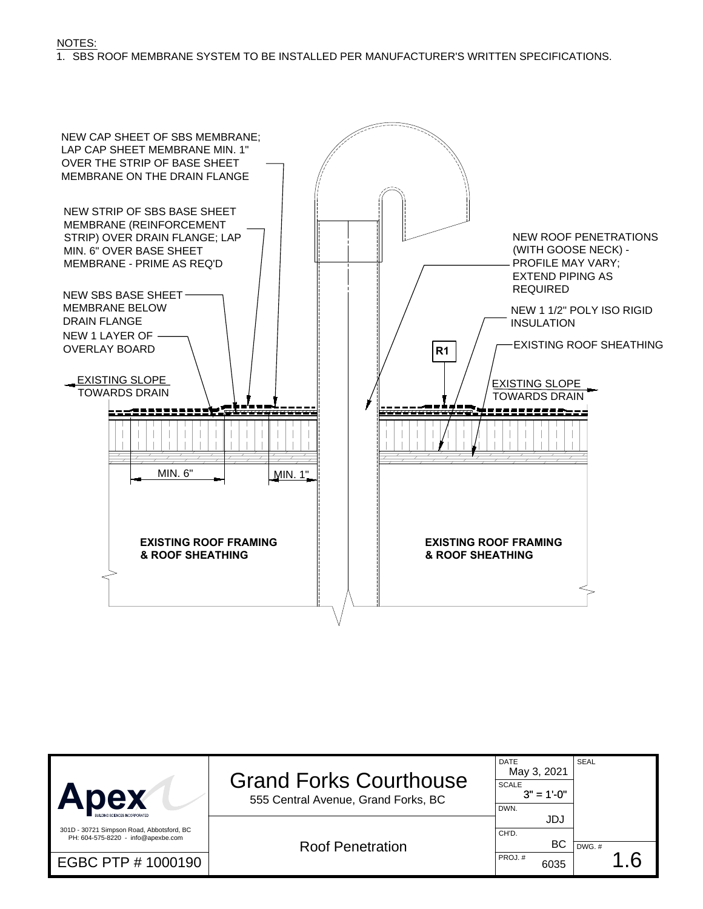NOTES:

1. SBS ROOF MEMBRANE SYSTEM TO BE INSTALLED PER MANUFACTURER'S WRITTEN SPECIFICATIONS.

NEW CAP SHEET OF SBS MEMBRANE; LAP CAP SHEET MEMBRANE MIN. 1" OVER THE STRIP OF BASE SHEET MEMBRANE ON THE DRAIN FLANGE

NEW STRIP OF SBS BASE SHEET MEMBRANE (REINFORCEMENT STRIP) OVER DRAIN FLANGE; LAP MIN. 6" OVER BASE SHEET MEMBRANE - PRIME AS REQ'D

NEW SBS BASE SHEET MEMBRANE BELOW DRAIN FLANGE

NEW 1 LAYER OF OVERLAY BOARD

EXISTING SLOPE TOWARDS DRAIN

NEW ROOF PENETRATIONS (WITH GOOSE NECK) - PROFILE MAY VARY; EXTEND PIPING AS REQUIRED

NEW 1 1/2" POLY ISO RIGID INSULATION

EXISTING ROOF SHEATHING

R1

EXISTING SLOPE TOWARDS DRAIN

MIN. 6"

MIN. 1"

**EXISTING ROOF FRAMING & ROOF SHEATHING**

**EXISTING ROOF FRAMING & ROOF SHEATHING**

| Apex Building Sciences Incorporated | Grand Forks Courthouse | DATE | May 3, 2021 | SEAL |
| --- | --- | --- | --- | --- |
| 301D - 30721 Simpson Road, Abbotsford, BC PH: 604-575-8220 - info@apexbe.com | 555 Central Avenue, Grand Forks, BC | SCALE | 3" = 1'-0" | |
| | | DWN. | JDJ | |
| | Roof Penetration | CH'D. | BC | DWG. # |
| EGBC PTP # 1000190 | | PROJ. # | 6035 | 1.6 |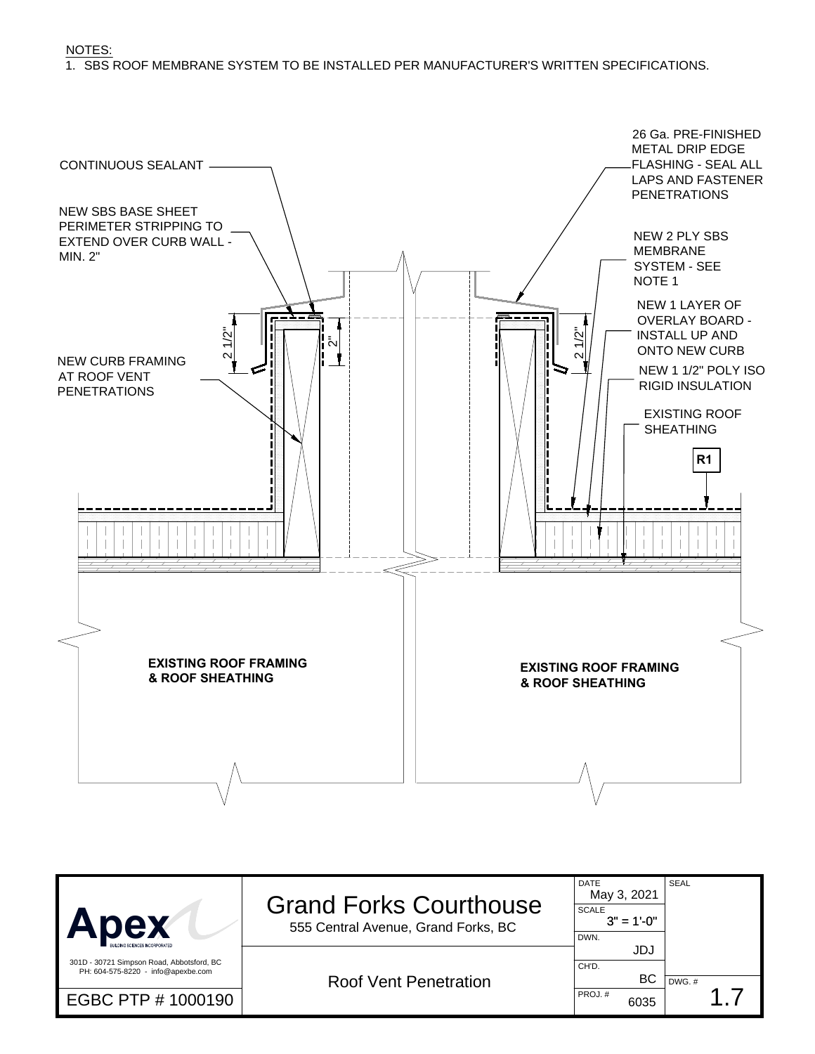NOTES:

1. SBS ROOF MEMBRANE SYSTEM TO BE INSTALLED PER MANUFACTURER'S WRITTEN SPECIFICATIONS.

CONTINUOUS SEALANT

NEW SBS BASE SHEET PERIMETER STRIPPING TO EXTEND OVER CURB WALL - MIN. 2"

NEW CURB FRAMING AT ROOF VENT PENETRATIONS

26 Ga. PRE-FINISHED METAL DRIP EDGE FLASHING - SEAL ALL LAPS AND FASTENER PENETRATIONS

NEW 2 PLY SBS MEMBRANE SYSTEM - SEE NOTE 1

NEW 1 LAYER OF OVERLAY BOARD - INSTALL UP AND ONTO NEW CURB

NEW 1 1/2" POLY ISO RIGID INSULATION

EXISTING ROOF SHEATHING

R1

2 1/2"

2"

2 1/2"

**EXISTING ROOF FRAMING & ROOF SHEATHING**

**EXISTING ROOF FRAMING & ROOF SHEATHING**

| | | | |
|---|---|---|---|
| Apex BUILDING SCIENCES INCORPORATED<br>301D - 30721 Simpson Road, Abbotsford, BC<br>PH: 604-575-8220 - info@apexbe.com | Grand Forks Courthouse<br>555 Central Avenue, Grand Forks, BC | DATE May 3, 2021<br>SCALE 3" = 1'-0"<br>DWN. JDJ | SEAL |
| EGBC PTP # 1000190 | Roof Vent Penetration | CH'D. BC<br>PROJ. # 6035 | DWG. # 1.7 |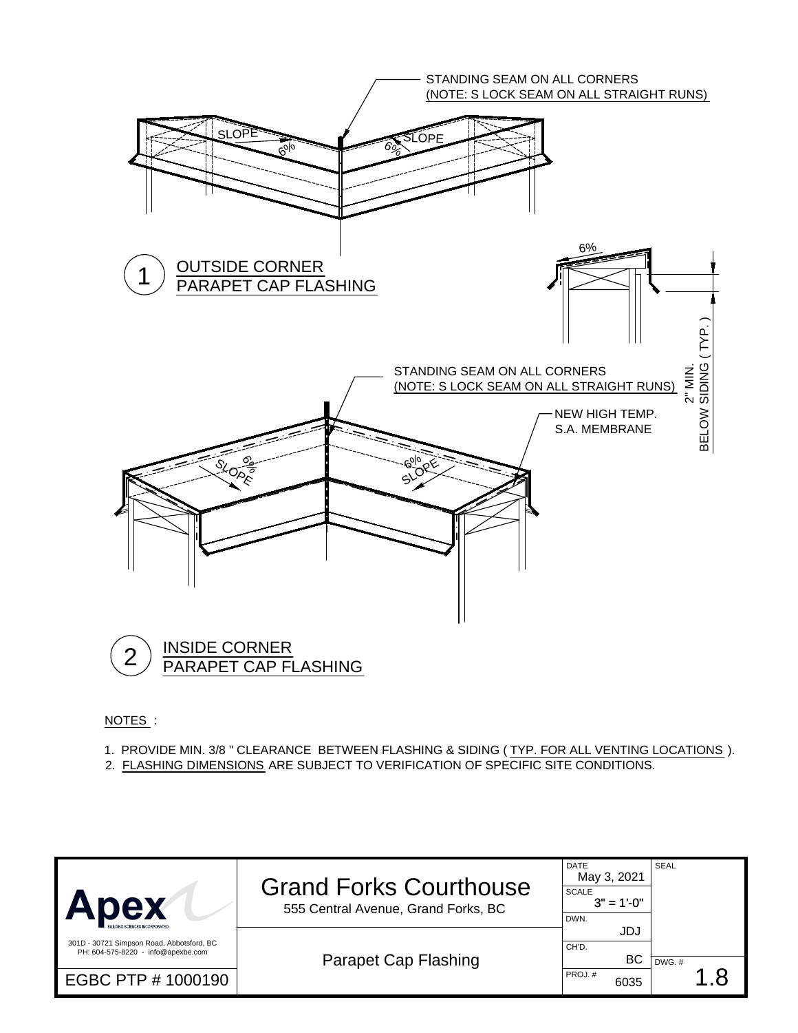STANDING SEAM ON ALL CORNERS
(NOTE: S LOCK SEAM ON ALL STRAIGHT RUNS)

SLOPE
6%
6%
SLOPE

6%

2" MIN.
BELOW SIDING ( TYP. )

1 OUTSIDE CORNER
PARAPET CAP FLASHING

STANDING SEAM ON ALL CORNERS
(NOTE: S LOCK SEAM ON ALL STRAIGHT RUNS)

NEW HIGH TEMP.
S.A. MEMBRANE

6%
SLOPE
6%
SLOPE

2 INSIDE CORNER
PARAPET CAP FLASHING

NOTES :

1. PROVIDE MIN. 3/8 " CLEARANCE BETWEEN FLASHING & SIDING ( TYP. FOR ALL VENTING LOCATIONS ).
2. FLASHING DIMENSIONS ARE SUBJECT TO VERIFICATION OF SPECIFIC SITE CONDITIONS.

| | | | |
|---|---|---|---|
| Apex BUILDING SCIENCES INCORPORATED<br>301D - 30721 Simpson Road, Abbotsford, BC<br>PH: 604-575-8220 - info@apexbe.com | Grand Forks Courthouse<br>555 Central Avenue, Grand Forks, BC | DATE May 3, 2021<br>SCALE 3" = 1'-0"<br>DWN. JDJ | SEAL |
| EGBC PTP # 1000190 | Parapet Cap Flashing | CH'D. BC<br>PROJ. # 6035 | DWG. # 1.8 |